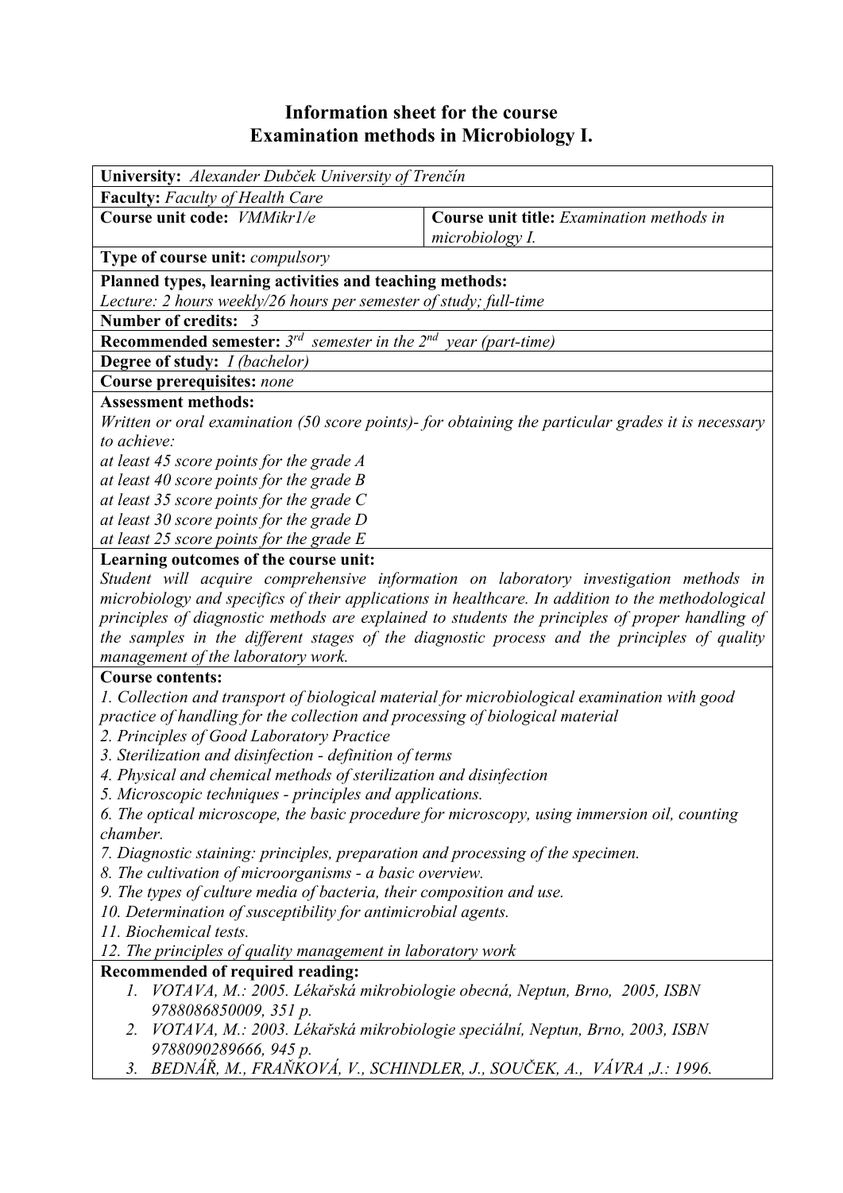# Information sheet for the course
# Examination methods in Microbiology I.

**University:** *Alexander Dubček University of Trenčín*

**Faculty:** *Faculty of Health Care*

| **Course unit code:** *VMMikr1/e* | **Course unit title:** *Examination methods in microbiology I.* |
|---|---|

**Type of course unit:** *compulsory*

**Planned types, learning activities and teaching methods:**
*Lecture: 2 hours weekly/26 hours per semester of study; full-time*

**Number of credits:** *3*

**Recommended semester:** *3rd semester in the 2nd year (part-time)*

**Degree of study:** *I (bachelor)*

**Course prerequisites:** *none*

**Assessment methods:**
*Written or oral examination (50 score points)- for obtaining the particular grades it is necessary to achieve:*
*at least 45 score points for the grade A*
*at least 40 score points for the grade B*
*at least 35 score points for the grade C*
*at least 30 score points for the grade D*
*at least 25 score points for the grade E*

**Learning outcomes of the course unit:**
*Student will acquire comprehensive information on laboratory investigation methods in microbiology and specifics of their applications in healthcare. In addition to the methodological principles of diagnostic methods are explained to students the principles of proper handling of the samples in the different stages of the diagnostic process and the principles of quality management of the laboratory work.*

**Course contents:**
*1. Collection and transport of biological material for microbiological examination with good practice of handling for the collection and processing of biological material*
*2. Principles of Good Laboratory Practice*
*3. Sterilization and disinfection - definition of terms*
*4. Physical and chemical methods of sterilization and disinfection*
*5. Microscopic techniques - principles and applications.*
*6. The optical microscope, the basic procedure for microscopy, using immersion oil, counting chamber.*
*7. Diagnostic staining: principles, preparation and processing of the specimen.*
*8. The cultivation of microorganisms - a basic overview.*
*9. The types of culture media of bacteria, their composition and use.*
*10. Determination of susceptibility for antimicrobial agents.*
*11. Biochemical tests.*
*12. The principles of quality management in laboratory work*

**Recommended of required reading:**
1. *VOTAVA, M.: 2005. Lékařská mikrobiologie obecná, Neptun, Brno, 2005, ISBN 9788086850009, 351 p.*
2. *VOTAVA, M.: 2003. Lékařská mikrobiologie speciální, Neptun, Brno, 2003, ISBN 9788090289666, 945 p.*
3. *BEDNÁŘ, M., FRAŇKOVÁ, V., SCHINDLER, J., SOUČEK, A., VÁVRA ,J.: 1996.*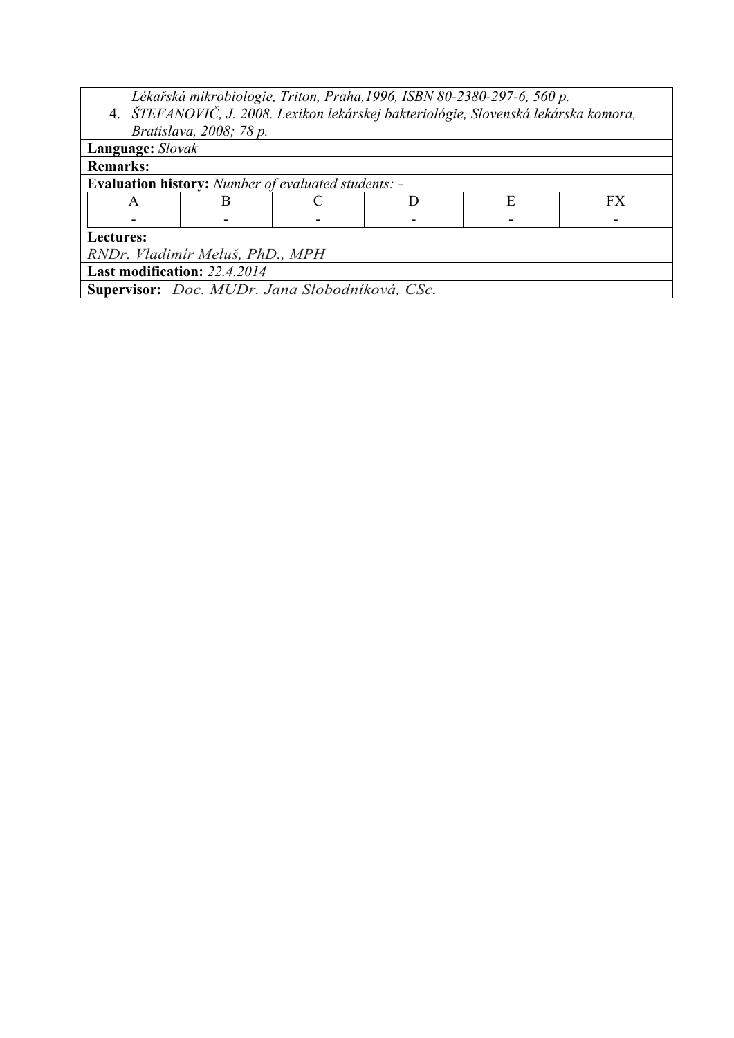*Lékařská mikrobiologie, Triton, Praha,1996, ISBN 80-2380-297-6, 560 p.*

4. *ŠTEFANOVIČ, J. 2008. Lexikon lekárskej bakteriológie, Slovenská lekárska komora, Bratislava, 2008; 78 p.*

**Language:** *Slovak*

**Remarks:**

**Evaluation history:** *Number of evaluated students: -*

| A | B | C | D | E | FX |
|---|---|---|---|---|---|
| - | - | - | - | - | - |

**Lectures:**

*RNDr. Vladimír Meluš, PhD., MPH*

**Last modification:** *22.4.2014*

**Supervisor:** *Doc. MUDr. Jana Slobodníková, CSc.*